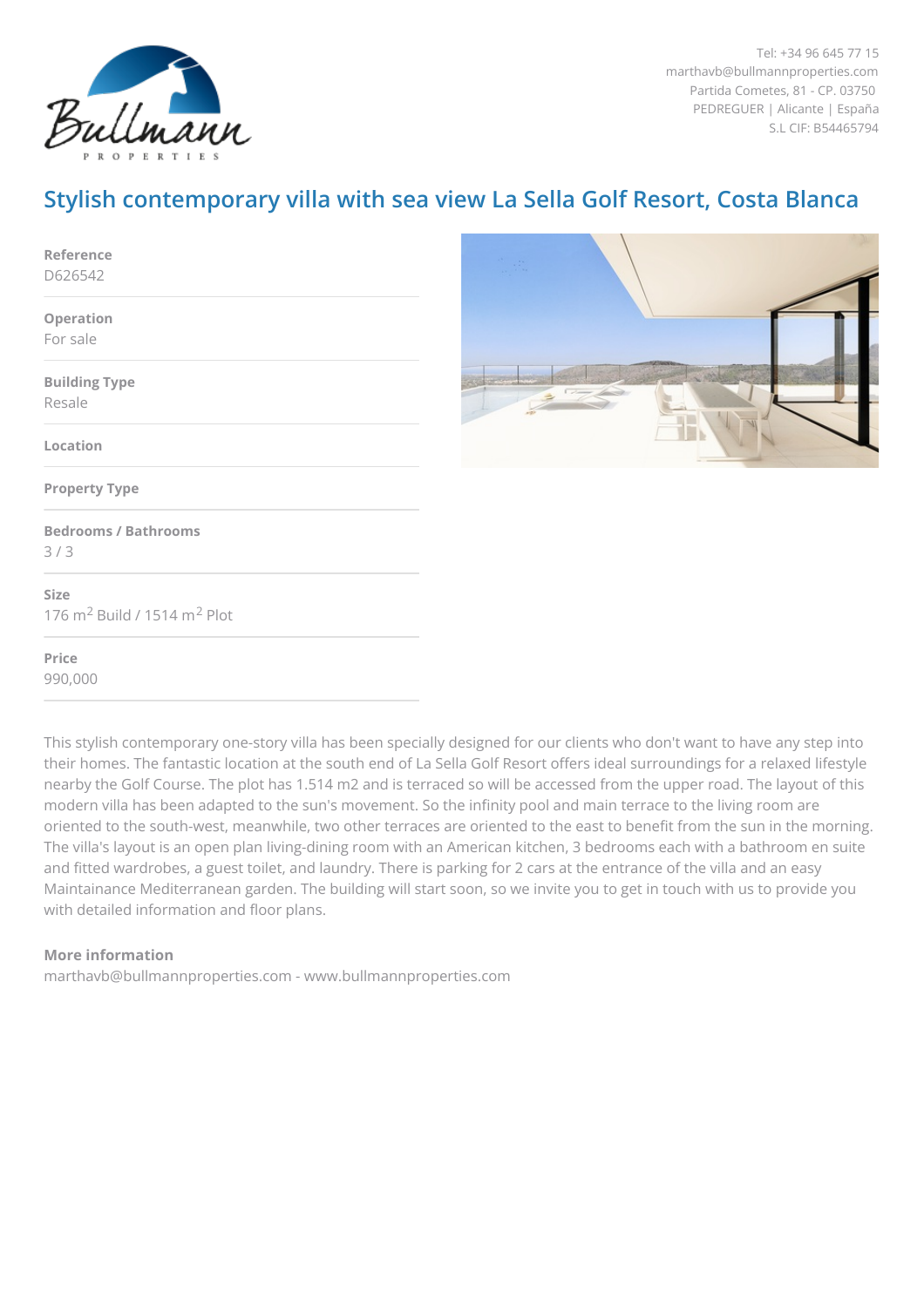Tel: +34 96 645 77 15
marthavb@bullmannproperties.com
Partida Cometes, 81 - CP. 03750
PEDREGUER | Alicante | España
S.L CIF: B54465794

# Stylish contemporary villa with sea view La Sella Golf Resort, Costa Blanca

**Reference**
D626542

**Operation**
For sale

**Building Type**
Resale

**Location**

**Property Type**

**Bedrooms / Bathrooms**
3 / 3

**Size**
176 m$^2$ Build / 1514 m$^2$ Plot

**Price**
990,000

This stylish contemporary one-story villa has been specially designed for our clients who don't want to have any step into their homes. The fantastic location at the south end of La Sella Golf Resort offers ideal surroundings for a relaxed lifestyle nearby the Golf Course. The plot has 1.514 m2 and is terraced so will be accessed from the upper road. The layout of this modern villa has been adapted to the sun's movement. So the infinity pool and main terrace to the living room are oriented to the south-west, meanwhile, two other terraces are oriented to the east to benefit from the sun in the morning. The villa's layout is an open plan living-dining room with an American kitchen, 3 bedrooms each with a bathroom en suite and fitted wardrobes, a guest toilet, and laundry. There is parking for 2 cars at the entrance of the villa and an easy Maintainance Mediterranean garden. The building will start soon, so we invite you to get in touch with us to provide you with detailed information and floor plans.

**More information**
marthavb@bullmannproperties.com - www.bullmannproperties.com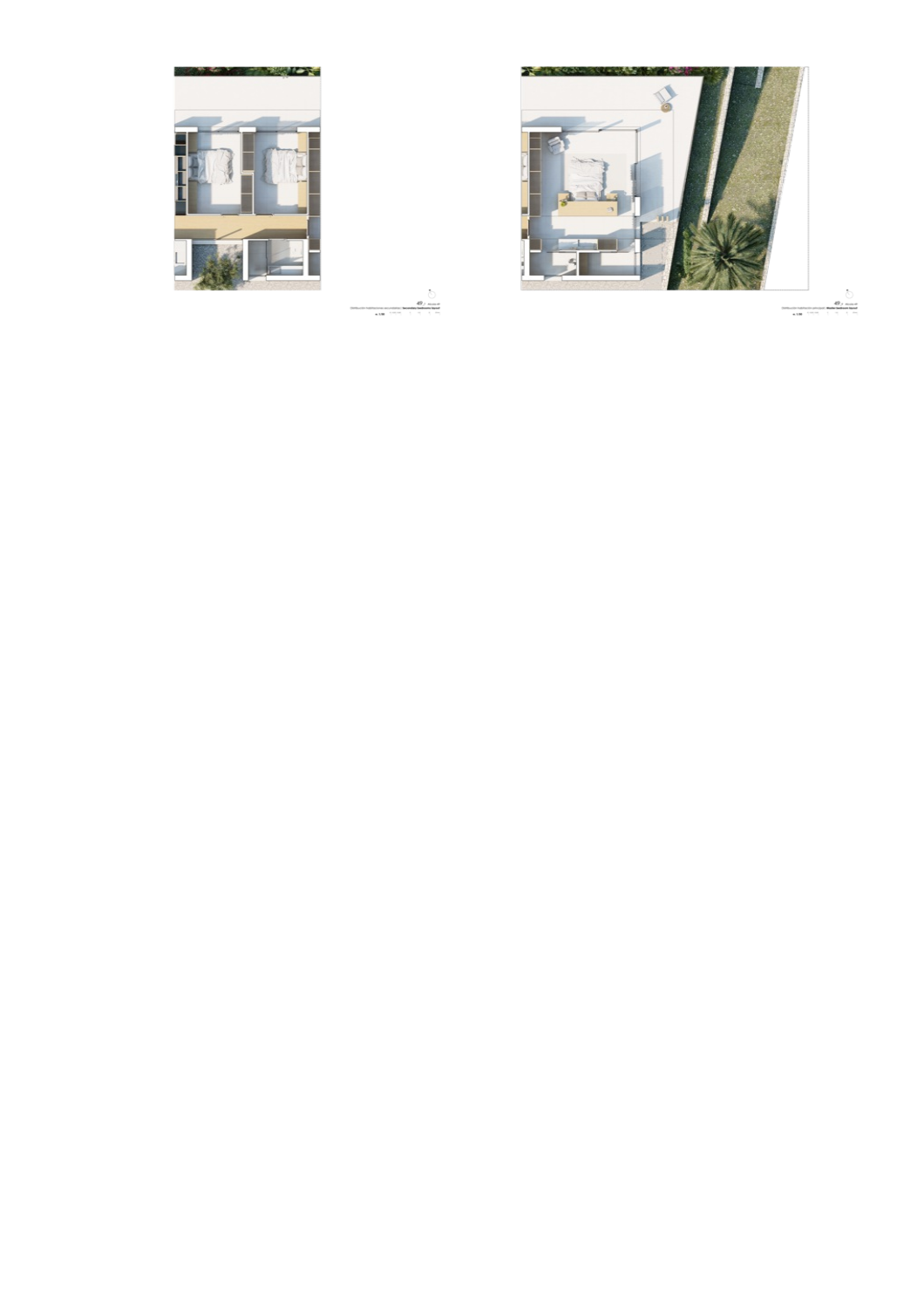Secondary bedrooms layout

e: 1:50

Master bedroom layout

e: 1:50